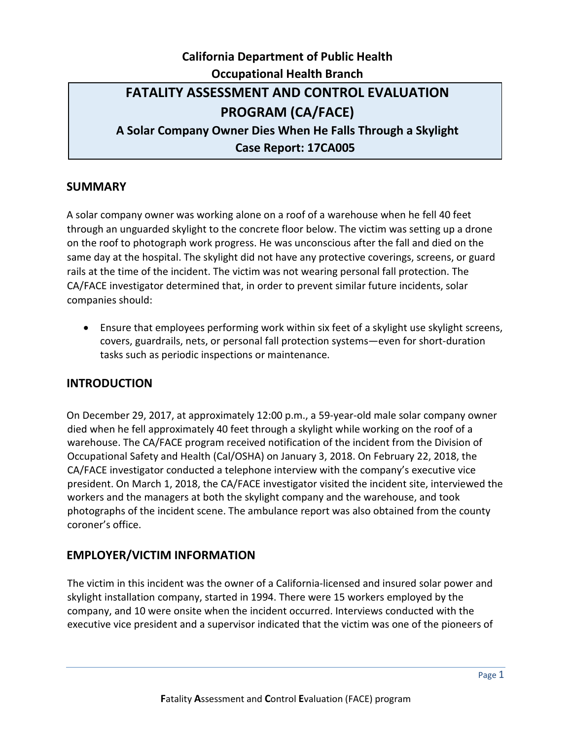**California Department of Public Health**
**Occupational Health Branch**

# FATALITY ASSESSMENT AND CONTROL EVALUATION PROGRAM (CA/FACE)

**A Solar Company Owner Dies When He Falls Through a Skylight**
**Case Report: 17CA005**

## SUMMARY

A solar company owner was working alone on a roof of a warehouse when he fell 40 feet through an unguarded skylight to the concrete floor below. The victim was setting up a drone on the roof to photograph work progress. He was unconscious after the fall and died on the same day at the hospital. The skylight did not have any protective coverings, screens, or guard rails at the time of the incident. The victim was not wearing personal fall protection. The CA/FACE investigator determined that, in order to prevent similar future incidents, solar companies should:

- Ensure that employees performing work within six feet of a skylight use skylight screens, covers, guardrails, nets, or personal fall protection systems—even for short-duration tasks such as periodic inspections or maintenance.

## INTRODUCTION

On December 29, 2017, at approximately 12:00 p.m., a 59-year-old male solar company owner died when he fell approximately 40 feet through a skylight while working on the roof of a warehouse. The CA/FACE program received notification of the incident from the Division of Occupational Safety and Health (Cal/OSHA) on January 3, 2018. On February 22, 2018, the CA/FACE investigator conducted a telephone interview with the company's executive vice president. On March 1, 2018, the CA/FACE investigator visited the incident site, interviewed the workers and the managers at both the skylight company and the warehouse, and took photographs of the incident scene. The ambulance report was also obtained from the county coroner's office.

## EMPLOYER/VICTIM INFORMATION

The victim in this incident was the owner of a California-licensed and insured solar power and skylight installation company, started in 1994. There were 15 workers employed by the company, and 10 were onsite when the incident occurred. Interviews conducted with the executive vice president and a supervisor indicated that the victim was one of the pioneers of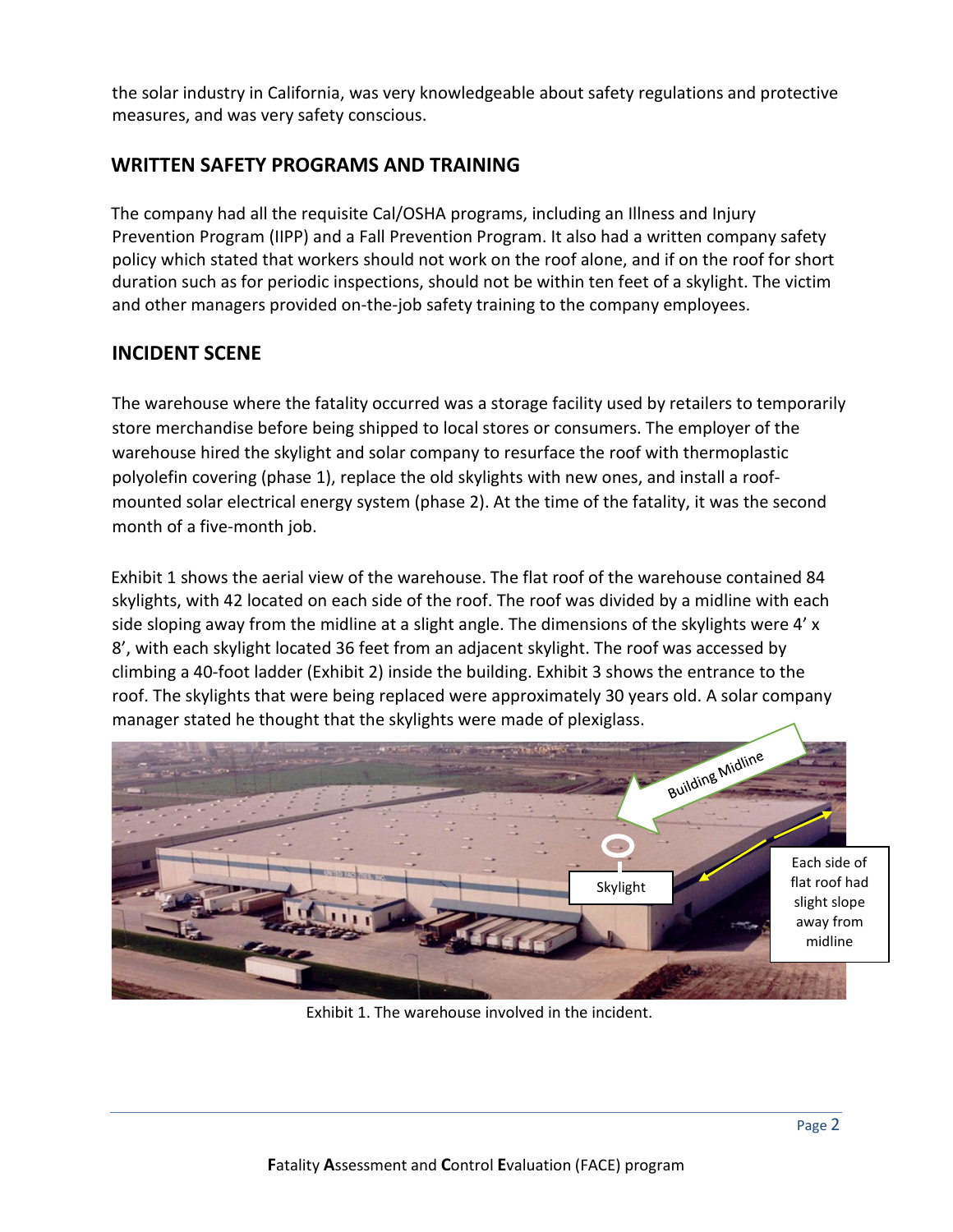the solar industry in California, was very knowledgeable about safety regulations and protective measures, and was very safety conscious.

## WRITTEN SAFETY PROGRAMS AND TRAINING

The company had all the requisite Cal/OSHA programs, including an Illness and Injury Prevention Program (IIPP) and a Fall Prevention Program. It also had a written company safety policy which stated that workers should not work on the roof alone, and if on the roof for short duration such as for periodic inspections, should not be within ten feet of a skylight. The victim and other managers provided on-the-job safety training to the company employees.

## INCIDENT SCENE

The warehouse where the fatality occurred was a storage facility used by retailers to temporarily store merchandise before being shipped to local stores or consumers. The employer of the warehouse hired the skylight and solar company to resurface the roof with thermoplastic polyolefin covering (phase 1), replace the old skylights with new ones, and install a roof-mounted solar electrical energy system (phase 2). At the time of the fatality, it was the second month of a five-month job.

Exhibit 1 shows the aerial view of the warehouse. The flat roof of the warehouse contained 84 skylights, with 42 located on each side of the roof. The roof was divided by a midline with each side sloping away from the midline at a slight angle. The dimensions of the skylights were 4' x 8', with each skylight located 36 feet from an adjacent skylight. The roof was accessed by climbing a 40-foot ladder (Exhibit 2) inside the building. Exhibit 3 shows the entrance to the roof. The skylights that were being replaced were approximately 30 years old. A solar company manager stated he thought that the skylights were made of plexiglass.

Exhibit 1. The warehouse involved in the incident.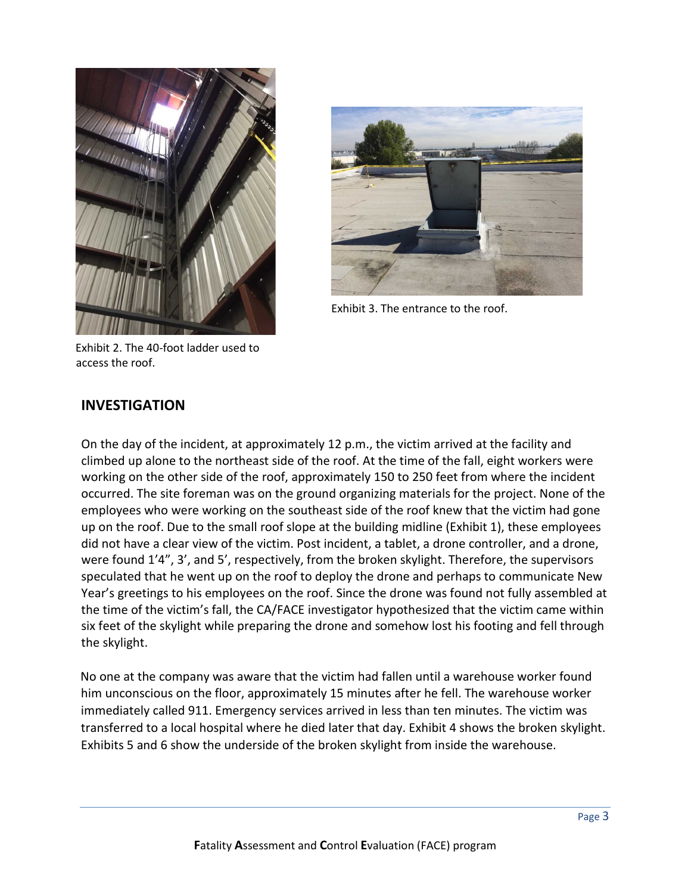Exhibit 2. The 40-foot ladder used to access the roof.

Exhibit 3. The entrance to the roof.

## INVESTIGATION

On the day of the incident, at approximately 12 p.m., the victim arrived at the facility and climbed up alone to the northeast side of the roof. At the time of the fall, eight workers were working on the other side of the roof, approximately 150 to 250 feet from where the incident occurred. The site foreman was on the ground organizing materials for the project. None of the employees who were working on the southeast side of the roof knew that the victim had gone up on the roof. Due to the small roof slope at the building midline (Exhibit 1), these employees did not have a clear view of the victim. Post incident, a tablet, a drone controller, and a drone, were found 1'4", 3', and 5', respectively, from the broken skylight. Therefore, the supervisors speculated that he went up on the roof to deploy the drone and perhaps to communicate New Year's greetings to his employees on the roof. Since the drone was found not fully assembled at the time of the victim's fall, the CA/FACE investigator hypothesized that the victim came within six feet of the skylight while preparing the drone and somehow lost his footing and fell through the skylight.

No one at the company was aware that the victim had fallen until a warehouse worker found him unconscious on the floor, approximately 15 minutes after he fell. The warehouse worker immediately called 911. Emergency services arrived in less than ten minutes. The victim was transferred to a local hospital where he died later that day. Exhibit 4 shows the broken skylight. Exhibits 5 and 6 show the underside of the broken skylight from inside the warehouse.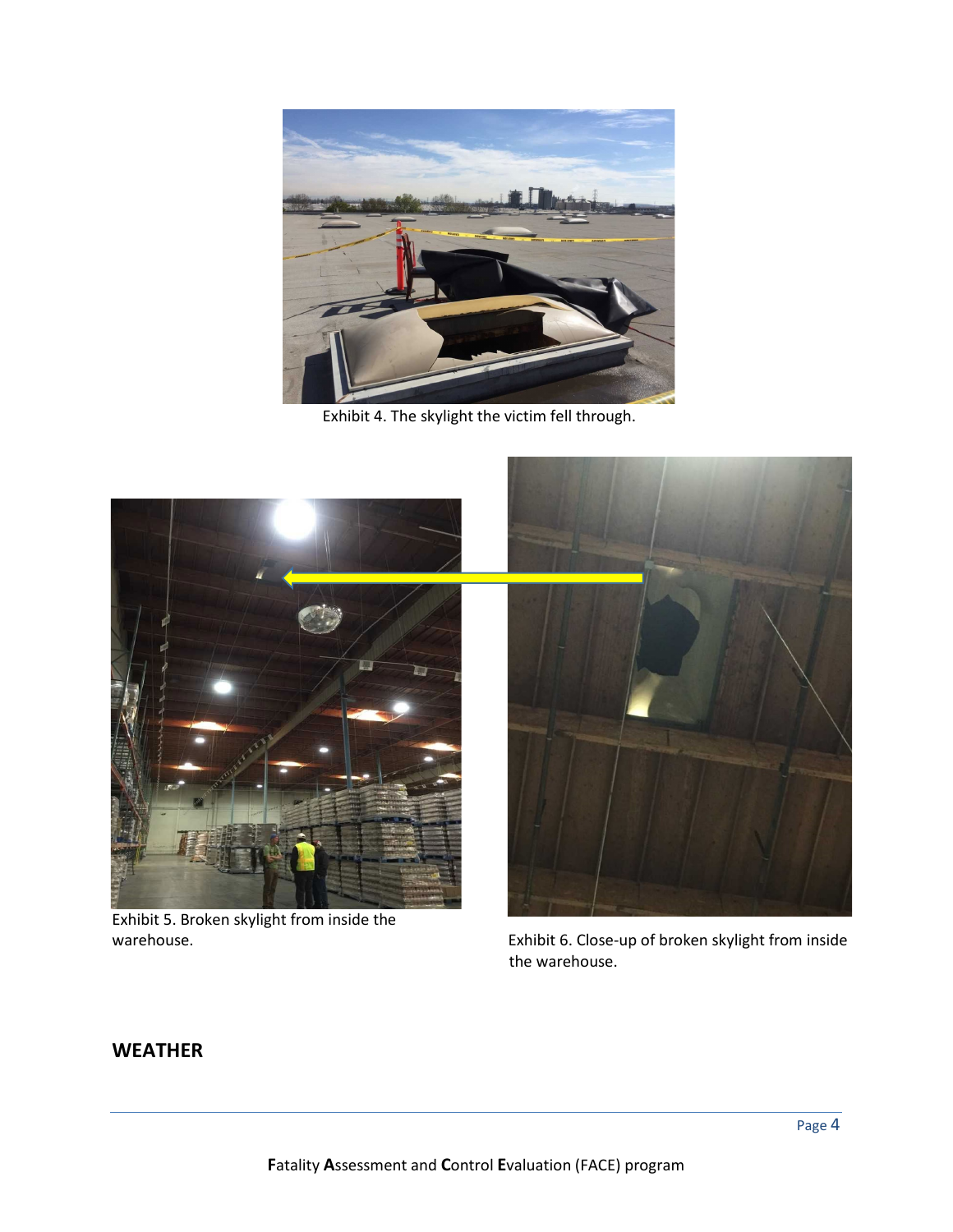Exhibit 4. The skylight the victim fell through.

Exhibit 5. Broken skylight from inside the warehouse.

Exhibit 6. Close-up of broken skylight from inside the warehouse.

## WEATHER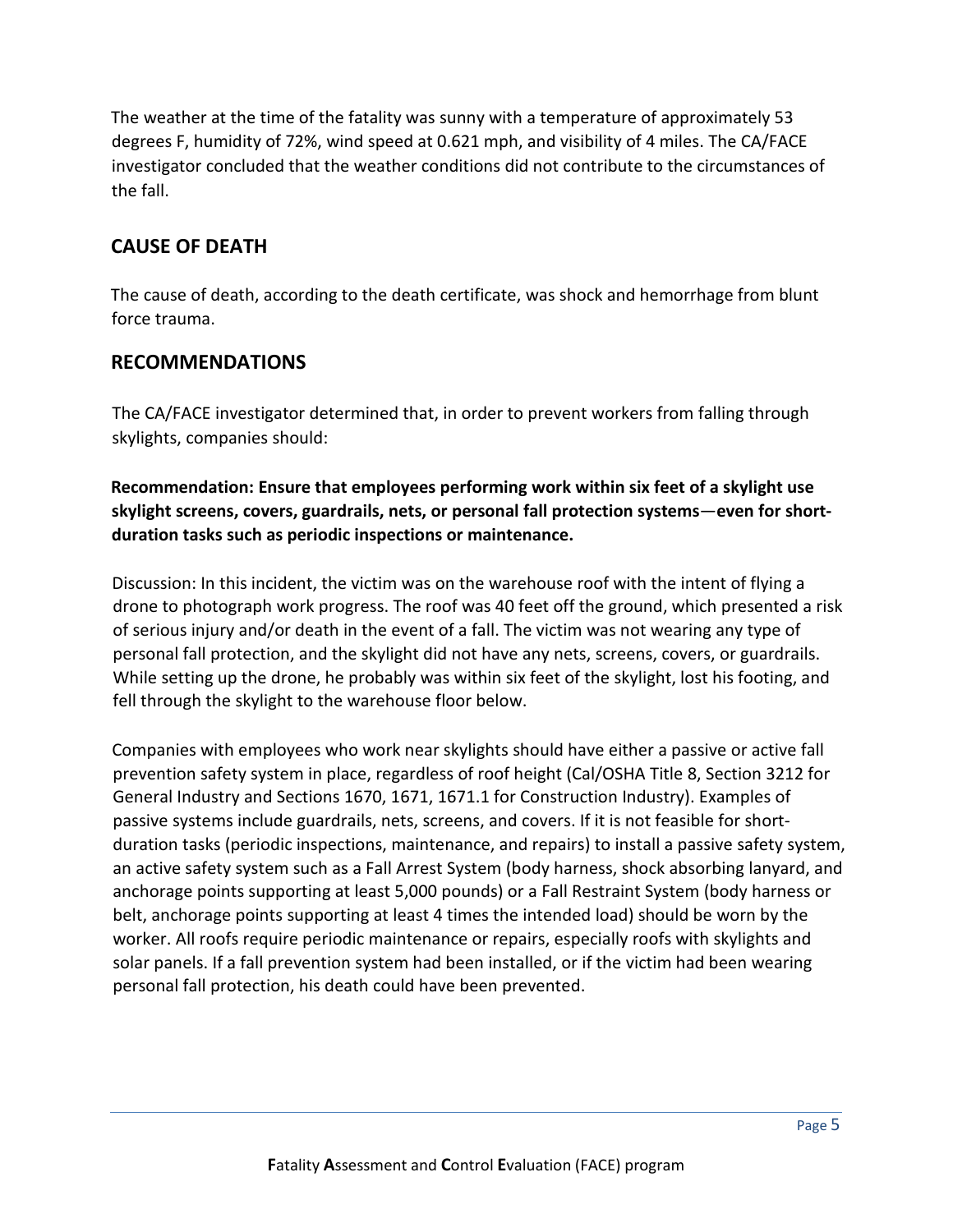The weather at the time of the fatality was sunny with a temperature of approximately 53 degrees F, humidity of 72%, wind speed at 0.621 mph, and visibility of 4 miles. The CA/FACE investigator concluded that the weather conditions did not contribute to the circumstances of the fall.

## CAUSE OF DEATH

The cause of death, according to the death certificate, was shock and hemorrhage from blunt force trauma.

## RECOMMENDATIONS

The CA/FACE investigator determined that, in order to prevent workers from falling through skylights, companies should:

**Recommendation: Ensure that employees performing work within six feet of a skylight use skylight screens, covers, guardrails, nets, or personal fall protection systems—even for short-duration tasks such as periodic inspections or maintenance.**

Discussion: In this incident, the victim was on the warehouse roof with the intent of flying a drone to photograph work progress. The roof was 40 feet off the ground, which presented a risk of serious injury and/or death in the event of a fall. The victim was not wearing any type of personal fall protection, and the skylight did not have any nets, screens, covers, or guardrails. While setting up the drone, he probably was within six feet of the skylight, lost his footing, and fell through the skylight to the warehouse floor below.

Companies with employees who work near skylights should have either a passive or active fall prevention safety system in place, regardless of roof height (Cal/OSHA Title 8, Section 3212 for General Industry and Sections 1670, 1671, 1671.1 for Construction Industry). Examples of passive systems include guardrails, nets, screens, and covers. If it is not feasible for short-duration tasks (periodic inspections, maintenance, and repairs) to install a passive safety system, an active safety system such as a Fall Arrest System (body harness, shock absorbing lanyard, and anchorage points supporting at least 5,000 pounds) or a Fall Restraint System (body harness or belt, anchorage points supporting at least 4 times the intended load) should be worn by the worker. All roofs require periodic maintenance or repairs, especially roofs with skylights and solar panels. If a fall prevention system had been installed, or if the victim had been wearing personal fall protection, his death could have been prevented.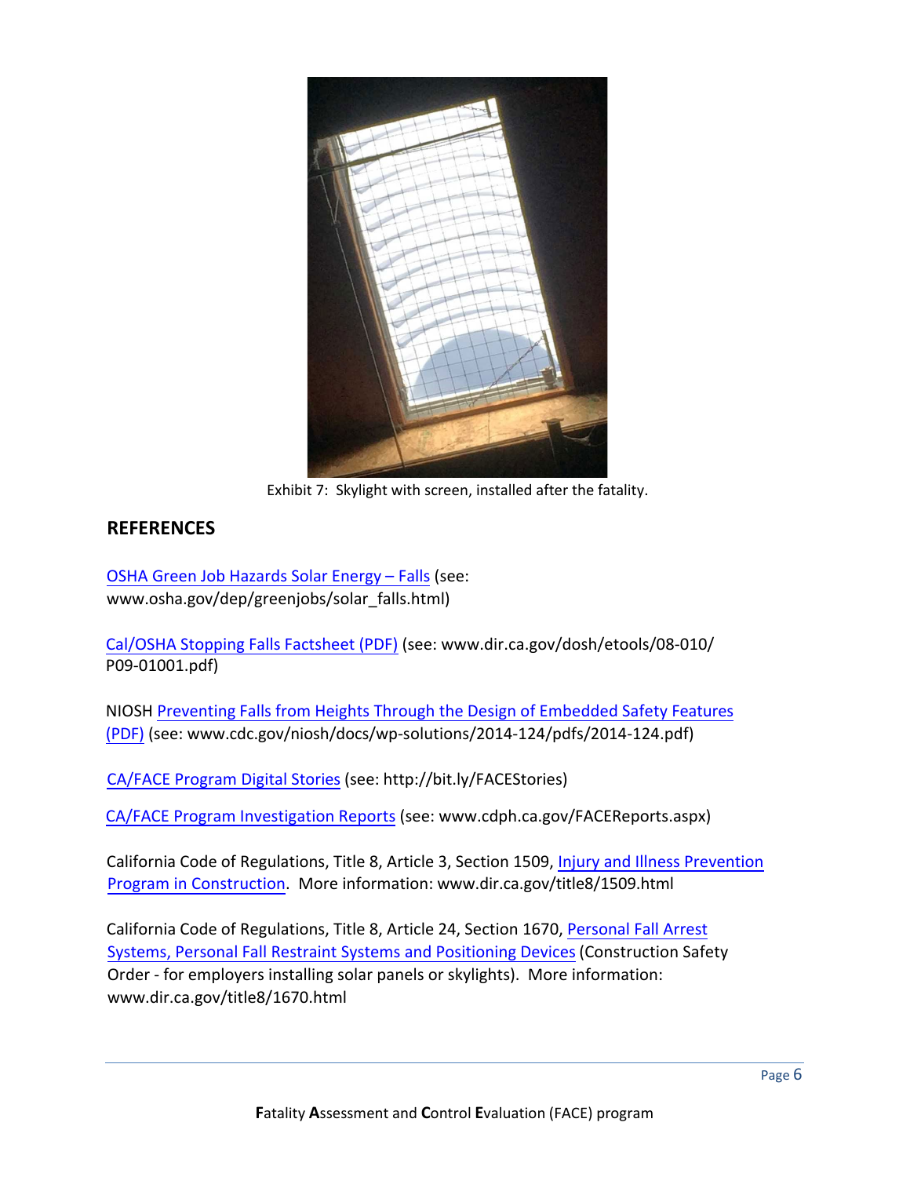Exhibit 7: Skylight with screen, installed after the fatality.

## REFERENCES

OSHA Green Job Hazards Solar Energy – Falls (see: www.osha.gov/dep/greenjobs/solar_falls.html)

Cal/OSHA Stopping Falls Factsheet (PDF) (see: www.dir.ca.gov/dosh/etools/08-010/P09-01001.pdf)

NIOSH Preventing Falls from Heights Through the Design of Embedded Safety Features (PDF) (see: www.cdc.gov/niosh/docs/wp-solutions/2014-124/pdfs/2014-124.pdf)

CA/FACE Program Digital Stories (see: http://bit.ly/FACEStories)

CA/FACE Program Investigation Reports (see: www.cdph.ca.gov/FACEReports.aspx)

California Code of Regulations, Title 8, Article 3, Section 1509, Injury and Illness Prevention Program in Construction. More information: www.dir.ca.gov/title8/1509.html

California Code of Regulations, Title 8, Article 24, Section 1670, Personal Fall Arrest Systems, Personal Fall Restraint Systems and Positioning Devices (Construction Safety Order - for employers installing solar panels or skylights). More information: www.dir.ca.gov/title8/1670.html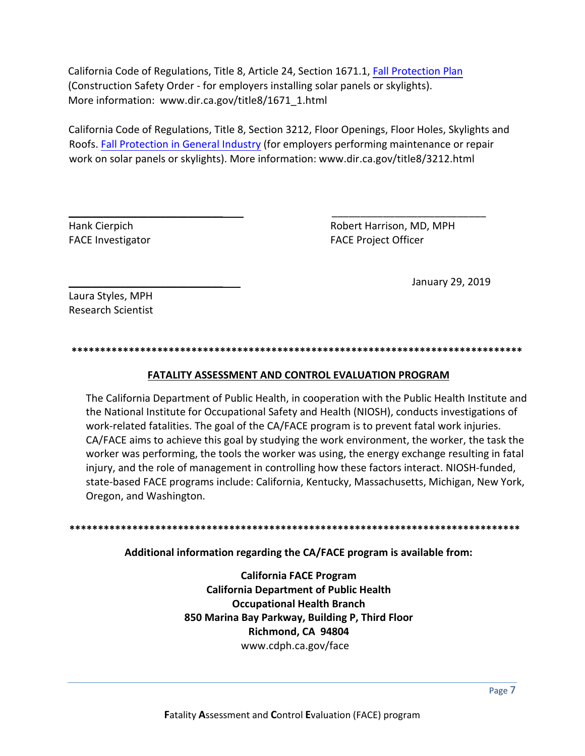California Code of Regulations, Title 8, Article 24, Section 1671.1, Fall Protection Plan (Construction Safety Order - for employers installing solar panels or skylights). More information: www.dir.ca.gov/title8/1671_1.html

California Code of Regulations, Title 8, Section 3212, Floor Openings, Floor Holes, Skylights and Roofs. Fall Protection in General Industry (for employers performing maintenance or repair work on solar panels or skylights). More information: www.dir.ca.gov/title8/3212.html

\_\_\_\_\_\_\_\_\_\_\_\_\_\_\_\_\_\_\_\_\_\_\_\_\_\_\_\_

Hank Cierpich
FACE Investigator

\_\_\_\_\_\_\_\_\_\_\_\_\_\_\_\_\_\_\_\_\_\_\_\_\_\_\_\_

Robert Harrison, MD, MPH
FACE Project Officer

\_\_\_\_\_\_\_\_\_\_\_\_\_\_\_\_\_\_\_\_\_\_\_\_\_\_\_\_

Laura Styles, MPH
Research Scientist

January 29, 2019

********************************************************************************

**FATALITY ASSESSMENT AND CONTROL EVALUATION PROGRAM**

The California Department of Public Health, in cooperation with the Public Health Institute and the National Institute for Occupational Safety and Health (NIOSH), conducts investigations of work-related fatalities. The goal of the CA/FACE program is to prevent fatal work injuries. CA/FACE aims to achieve this goal by studying the work environment, the worker, the task the worker was performing, the tools the worker was using, the energy exchange resulting in fatal injury, and the role of management in controlling how these factors interact. NIOSH-funded, state-based FACE programs include: California, Kentucky, Massachusetts, Michigan, New York, Oregon, and Washington.

********************************************************************************

**Additional information regarding the CA/FACE program is available from:**

**California FACE Program**
**California Department of Public Health**
**Occupational Health Branch**
**850 Marina Bay Parkway, Building P, Third Floor**
**Richmond, CA 94804**
www.cdph.ca.gov/face